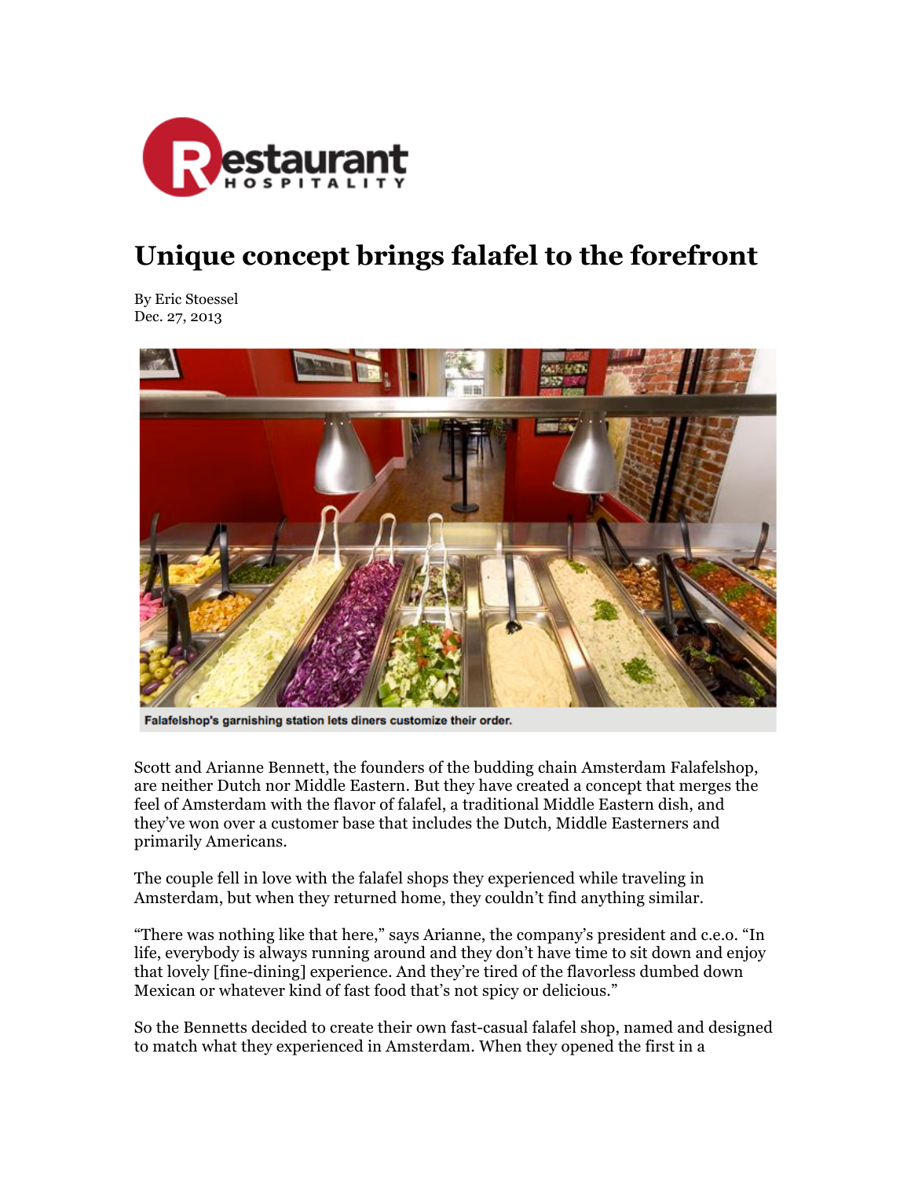Restaurant HOSPITALITY

# Unique concept brings falafel to the forefront

By Eric Stoessel
Dec. 27, 2013

Falafelshop's garnishing station lets diners customize their order.

Scott and Arianne Bennett, the founders of the budding chain Amsterdam Falafelshop, are neither Dutch nor Middle Eastern. But they have created a concept that merges the feel of Amsterdam with the flavor of falafel, a traditional Middle Eastern dish, and they've won over a customer base that includes the Dutch, Middle Easterners and primarily Americans.

The couple fell in love with the falafel shops they experienced while traveling in Amsterdam, but when they returned home, they couldn't find anything similar.

"There was nothing like that here," says Arianne, the company's president and c.e.o. "In life, everybody is always running around and they don't have time to sit down and enjoy that lovely [fine-dining] experience. And they're tired of the flavorless dumbed down Mexican or whatever kind of fast food that's not spicy or delicious."

So the Bennetts decided to create their own fast-casual falafel shop, named and designed to match what they experienced in Amsterdam. When they opened the first in a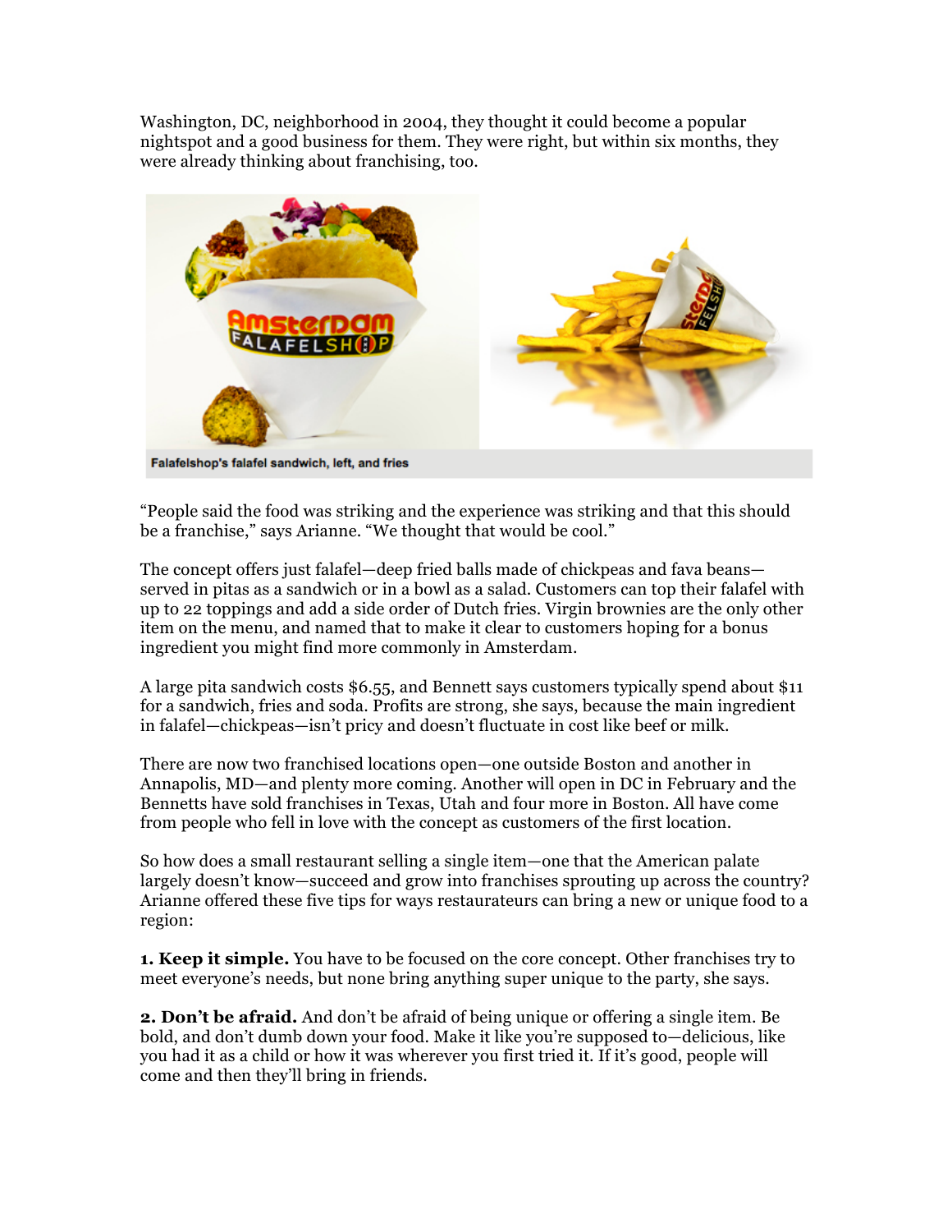Washington, DC, neighborhood in 2004, they thought it could become a popular nightspot and a good business for them. They were right, but within six months, they were already thinking about franchising, too.

Falafelshop's falafel sandwich, left, and fries

"People said the food was striking and the experience was striking and that this should be a franchise," says Arianne. "We thought that would be cool."

The concept offers just falafel—deep fried balls made of chickpeas and fava beans—served in pitas as a sandwich or in a bowl as a salad. Customers can top their falafel with up to 22 toppings and add a side order of Dutch fries. Virgin brownies are the only other item on the menu, and named that to make it clear to customers hoping for a bonus ingredient you might find more commonly in Amsterdam.

A large pita sandwich costs $6.55, and Bennett says customers typically spend about $11 for a sandwich, fries and soda. Profits are strong, she says, because the main ingredient in falafel—chickpeas—isn't pricy and doesn't fluctuate in cost like beef or milk.

There are now two franchised locations open—one outside Boston and another in Annapolis, MD—and plenty more coming. Another will open in DC in February and the Bennetts have sold franchises in Texas, Utah and four more in Boston. All have come from people who fell in love with the concept as customers of the first location.

So how does a small restaurant selling a single item—one that the American palate largely doesn't know—succeed and grow into franchises sprouting up across the country? Arianne offered these five tips for ways restaurateurs can bring a new or unique food to a region:

**1. Keep it simple.** You have to be focused on the core concept. Other franchises try to meet everyone's needs, but none bring anything super unique to the party, she says.

**2. Don't be afraid.** And don't be afraid of being unique or offering a single item. Be bold, and don't dumb down your food. Make it like you're supposed to—delicious, like you had it as a child or how it was wherever you first tried it. If it's good, people will come and then they'll bring in friends.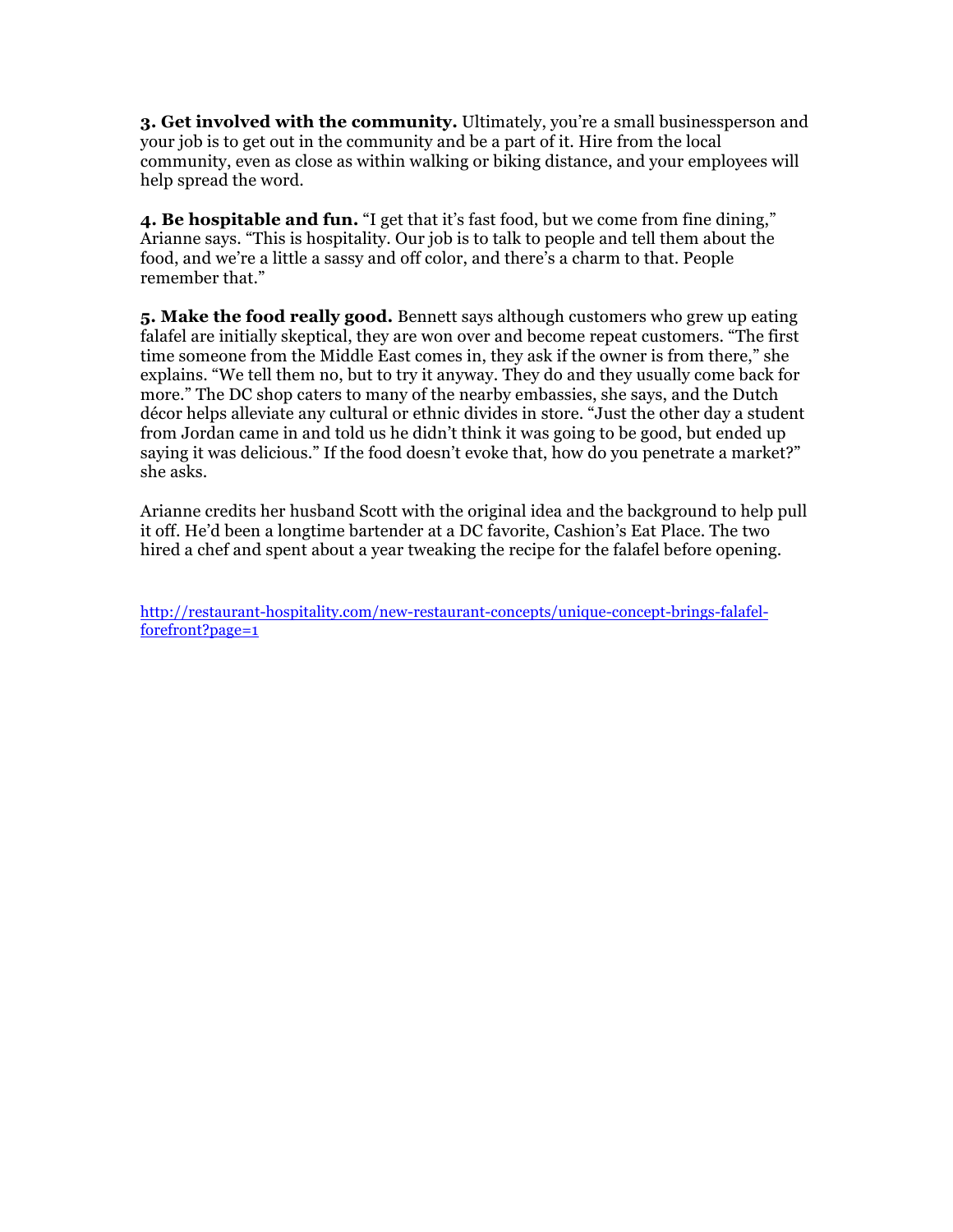**3. Get involved with the community.** Ultimately, you're a small businessperson and your job is to get out in the community and be a part of it. Hire from the local community, even as close as within walking or biking distance, and your employees will help spread the word.

**4. Be hospitable and fun.** "I get that it's fast food, but we come from fine dining," Arianne says. "This is hospitality. Our job is to talk to people and tell them about the food, and we're a little a sassy and off color, and there's a charm to that. People remember that."

**5. Make the food really good.** Bennett says although customers who grew up eating falafel are initially skeptical, they are won over and become repeat customers. "The first time someone from the Middle East comes in, they ask if the owner is from there," she explains. "We tell them no, but to try it anyway. They do and they usually come back for more." The DC shop caters to many of the nearby embassies, she says, and the Dutch décor helps alleviate any cultural or ethnic divides in store. "Just the other day a student from Jordan came in and told us he didn't think it was going to be good, but ended up saying it was delicious." If the food doesn't evoke that, how do you penetrate a market?" she asks.

Arianne credits her husband Scott with the original idea and the background to help pull it off. He'd been a longtime bartender at a DC favorite, Cashion's Eat Place. The two hired a chef and spent about a year tweaking the recipe for the falafel before opening.

http://restaurant-hospitality.com/new-restaurant-concepts/unique-concept-brings-falafel-forefront?page=1